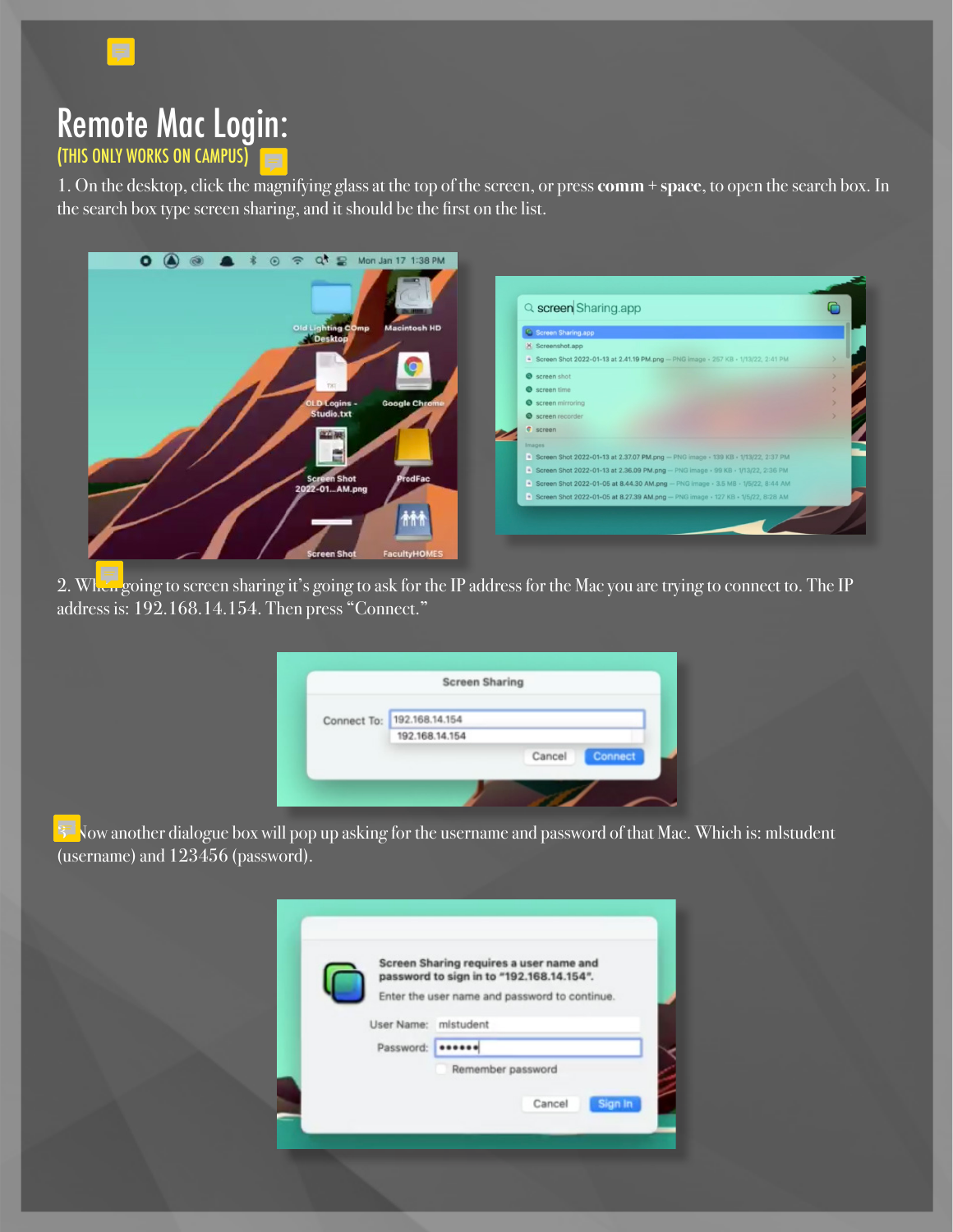# Remote Mac Login:

(THIS ONLY WORKS ON CAMPUS)

1. On the desktop, click the magnifying glass at the top of the screen, or press **comm** + **space**, to open the search box. In the search box type screen sharing, and it should be the first on the list.

2. When going to screen sharing it's going to ask for the IP address for the Mac you are trying to connect to. The IP address is: 192.168.14.154. Then press "Connect."

3. Now another dialogue box will pop up asking for the username and password of that Mac. Which is: mlstudent (username) and 123456 (password).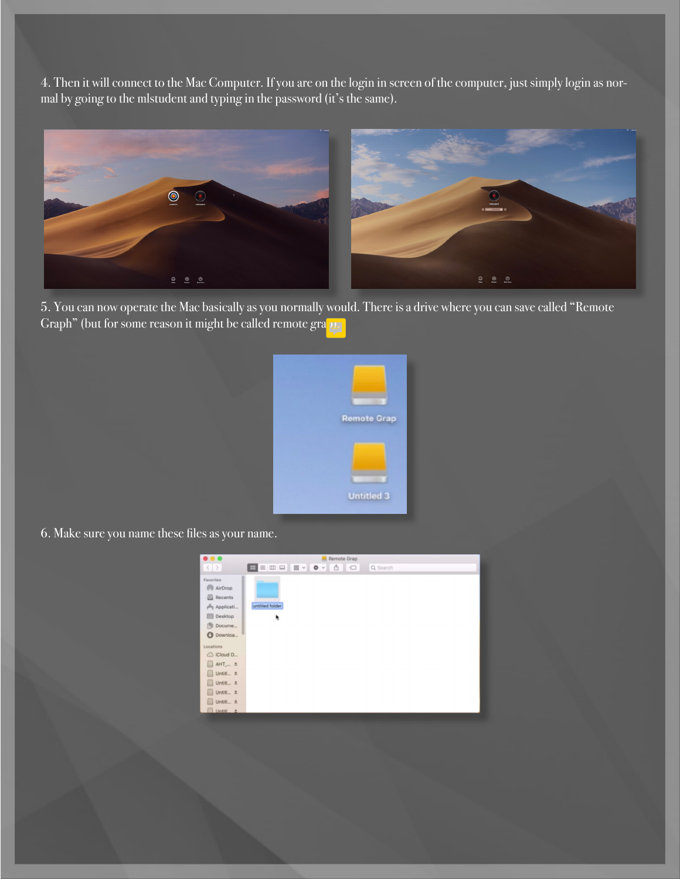4. Then it will connect to the Mac Computer. If you are on the login in screen of the computer, just simply login as normal by going to the mlstudent and typing in the password (it's the same).

5. You can now operate the Mac basically as you normally would. There is a drive where you can save called "Remote Graph" (but for some reason it might be called remote gra

6. Make sure you name these files as your name.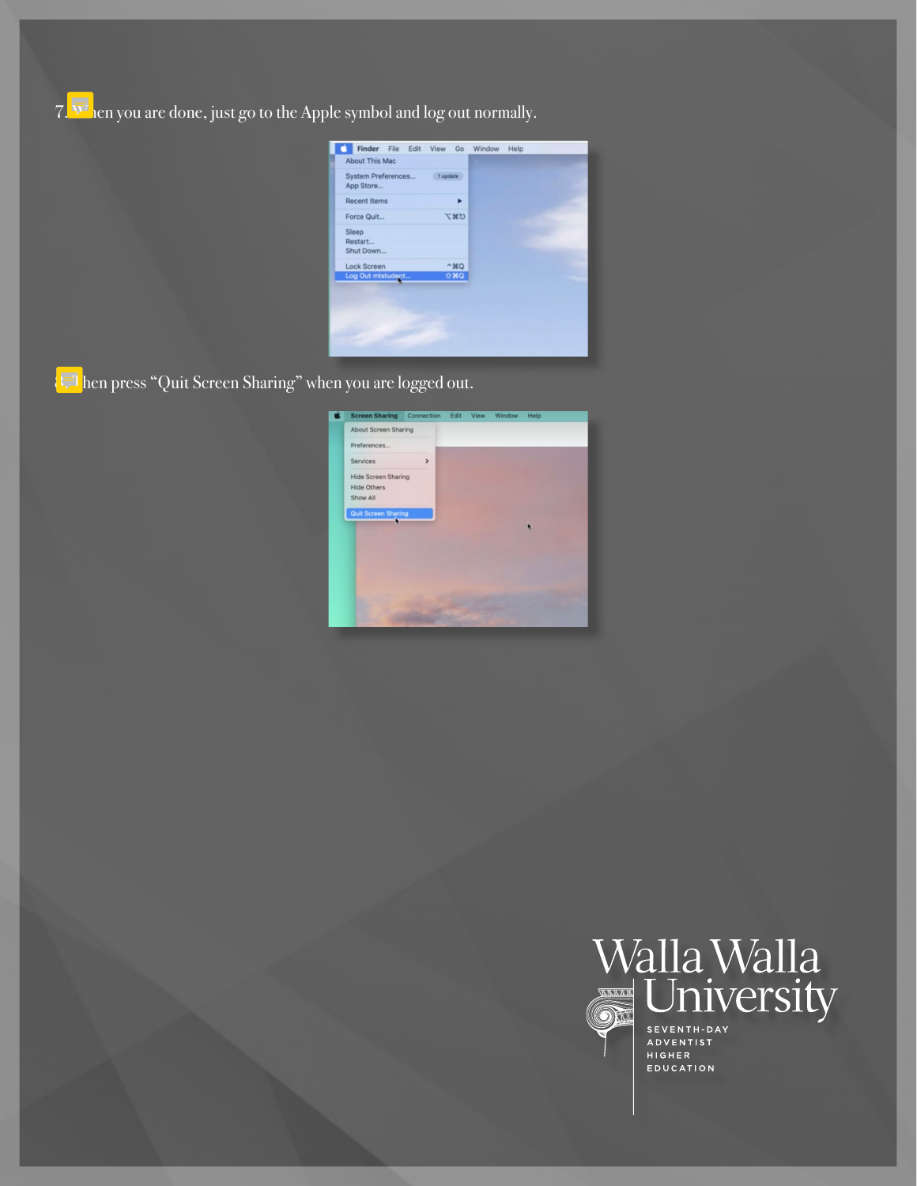7. When you are done, just go to the Apple symbol and log out normally.

8. Then press "Quit Screen Sharing" when you are logged out.